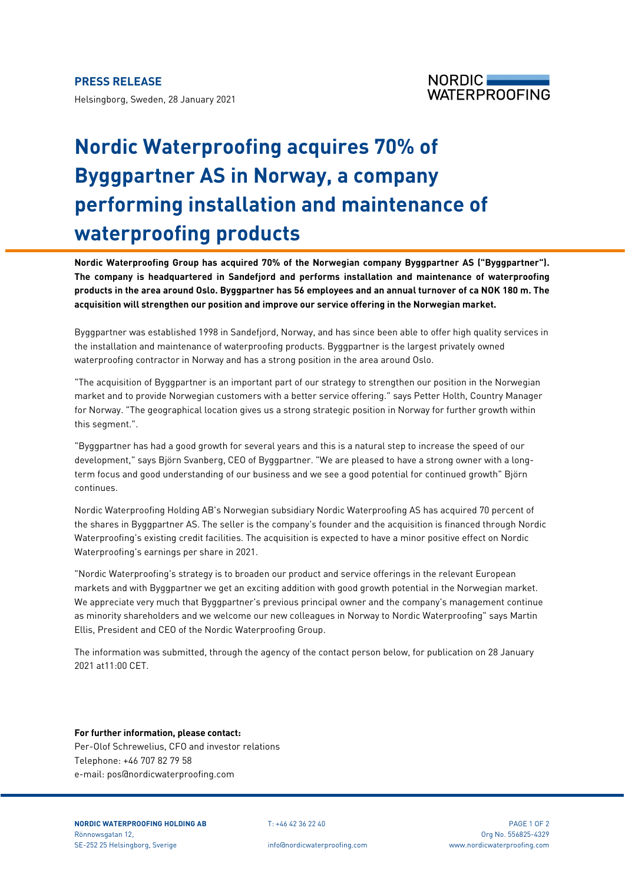**PRESS RELEASE**

Helsingborg, Sweden, 28 January 2021

# Nordic Waterproofing acquires 70% of Byggpartner AS in Norway, a company performing installation and maintenance of waterproofing products

**Nordic Waterproofing Group has acquired 70% of the Norwegian company Byggpartner AS ("Byggpartner"). The company is headquartered in Sandefjord and performs installation and maintenance of waterproofing products in the area around Oslo. Byggpartner has 56 employees and an annual turnover of ca NOK 180 m. The acquisition will strengthen our position and improve our service offering in the Norwegian market.**

Byggpartner was established 1998 in Sandefjord, Norway, and has since been able to offer high quality services in the installation and maintenance of waterproofing products. Byggpartner is the largest privately owned waterproofing contractor in Norway and has a strong position in the area around Oslo.

"The acquisition of Byggpartner is an important part of our strategy to strengthen our position in the Norwegian market and to provide Norwegian customers with a better service offering." says Petter Holth, Country Manager for Norway. "The geographical location gives us a strong strategic position in Norway for further growth within this segment.".

"Byggpartner has had a good growth for several years and this is a natural step to increase the speed of our development," says Björn Svanberg, CEO of Byggpartner. "We are pleased to have a strong owner with a long-term focus and good understanding of our business and we see a good potential for continued growth" Björn continues.

Nordic Waterproofing Holding AB's Norwegian subsidiary Nordic Waterproofing AS has acquired 70 percent of the shares in Byggpartner AS. The seller is the company's founder and the acquisition is financed through Nordic Waterproofing's existing credit facilities. The acquisition is expected to have a minor positive effect on Nordic Waterproofing's earnings per share in 2021.

"Nordic Waterproofing's strategy is to broaden our product and service offerings in the relevant European markets and with Byggpartner we get an exciting addition with good growth potential in the Norwegian market. We appreciate very much that Byggpartner's previous principal owner and the company's management continue as minority shareholders and we welcome our new colleagues in Norway to Nordic Waterproofing" says Martin Ellis, President and CEO of the Nordic Waterproofing Group.

The information was submitted, through the agency of the contact person below, for publication on 28 January 2021 at11:00 CET.

**For further information, please contact:**
Per-Olof Schrewelius, CFO and investor relations
Telephone: +46 707 82 79 58
e-mail: pos@nordicwaterproofing.com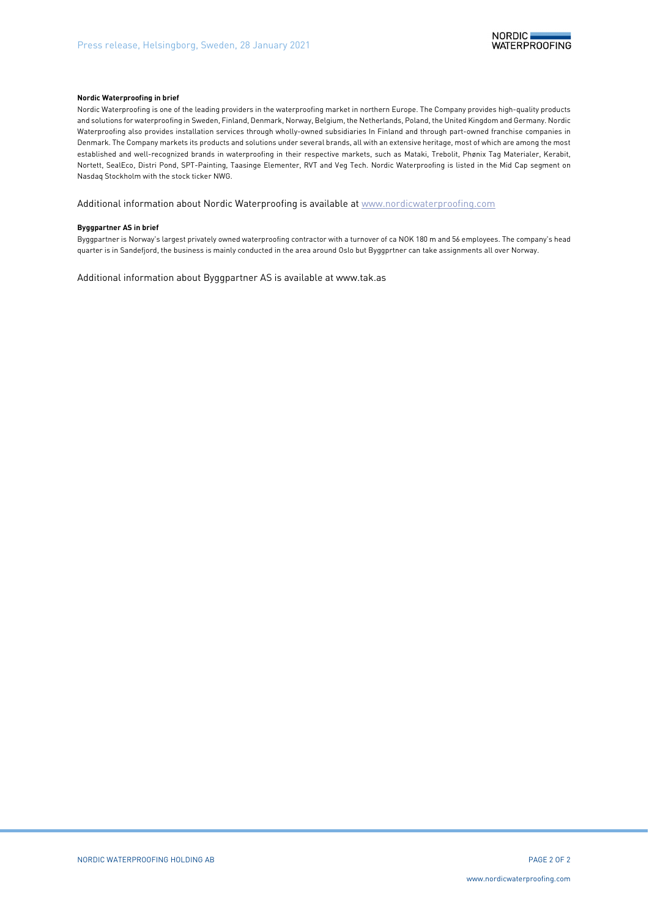**Nordic Waterproofing in brief**

Nordic Waterproofing is one of the leading providers in the waterproofing market in northern Europe. The Company provides high-quality products and solutions for waterproofing in Sweden, Finland, Denmark, Norway, Belgium, the Netherlands, Poland, the United Kingdom and Germany. Nordic Waterproofing also provides installation services through wholly-owned subsidiaries In Finland and through part-owned franchise companies in Denmark. The Company markets its products and solutions under several brands, all with an extensive heritage, most of which are among the most established and well-recognized brands in waterproofing in their respective markets, such as Mataki, Trebolit, Phønix Tag Materialer, Kerabit, Nortett, SealEco, Distri Pond, SPT-Painting, Taasinge Elementer, RVT and Veg Tech. Nordic Waterproofing is listed in the Mid Cap segment on Nasdaq Stockholm with the stock ticker NWG.

Additional information about Nordic Waterproofing is available at www.nordicwaterproofing.com

**Byggpartner AS in brief**

Byggpartner is Norway's largest privately owned waterproofing contractor with a turnover of ca NOK 180 m and 56 employees. The company's head quarter is in Sandefjord, the business is mainly conducted in the area around Oslo but Byggprtner can take assignments all over Norway.

Additional information about Byggpartner AS is available at www.tak.as